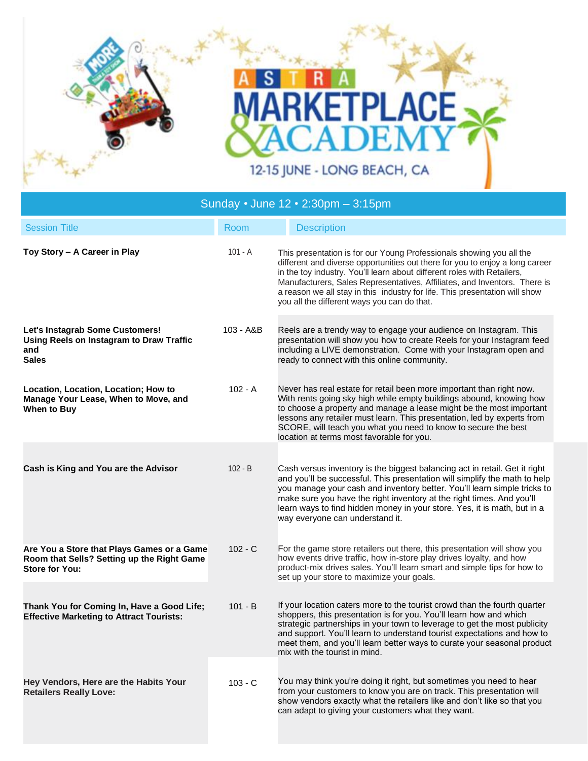# ASTRA MARKETPLACE & ACADEMY

12-15 JUNE - LONG BEACH, CA

## Sunday • June 12 • 2:30pm – 3:15pm

| Session Title | Room | Description |
|---|---|---|
| **Toy Story – A Career in Play** | 101 - A | This presentation is for our Young Professionals showing you all the different and diverse opportunities out there for you to enjoy a long career in the toy industry. You'll learn about different roles with Retailers, Manufacturers, Sales Representatives, Affiliates, and Inventors. There is a reason we all stay in this industry for life. This presentation will show you all the different ways you can do that. |
| **Let's Instagrab Some Customers! Using Reels on Instagram to Draw Traffic and Sales** | 103 - A&B | Reels are a trendy way to engage your audience on Instagram. This presentation will show you how to create Reels for your Instagram feed including a LIVE demonstration. Come with your Instagram open and ready to connect with this online community. |
| **Location, Location, Location; How to Manage Your Lease, When to Move, and When to Buy** | 102 - A | Never has real estate for retail been more important than right now. With rents going sky high while empty buildings abound, knowing how to choose a property and manage a lease might be the most important lessons any retailer must learn. This presentation, led by experts from SCORE, will teach you what you need to know to secure the best location at terms most favorable for you. |
| **Cash is King and You are the Advisor** | 102 - B | Cash versus inventory is the biggest balancing act in retail. Get it right and you'll be successful. This presentation will simplify the math to help you manage your cash and inventory better. You'll learn simple tricks to make sure you have the right inventory at the right times. And you'll learn ways to find hidden money in your store. Yes, it is math, but in a way everyone can understand it. |
| **Are You a Store that Plays Games or a Game Room that Sells? Setting up the Right Game Store for You:** | 102 - C | For the game store retailers out there, this presentation will show you how events drive traffic, how in-store play drives loyalty, and how product-mix drives sales. You'll learn smart and simple tips for how to set up your store to maximize your goals. |
| **Thank You for Coming In, Have a Good Life; Effective Marketing to Attract Tourists:** | 101 - B | If your location caters more to the tourist crowd than the fourth quarter shoppers, this presentation is for you. You'll learn how and which strategic partnerships in your town to leverage to get the most publicity and support. You'll learn to understand tourist expectations and how to meet them, and you'll learn better ways to curate your seasonal product mix with the tourist in mind. |
| **Hey Vendors, Here are the Habits Your Retailers Really Love:** | 103 - C | You may think you're doing it right, but sometimes you need to hear from your customers to know you are on track. This presentation will show vendors exactly what the retailers like and don't like so that you can adapt to giving your customers what they want. |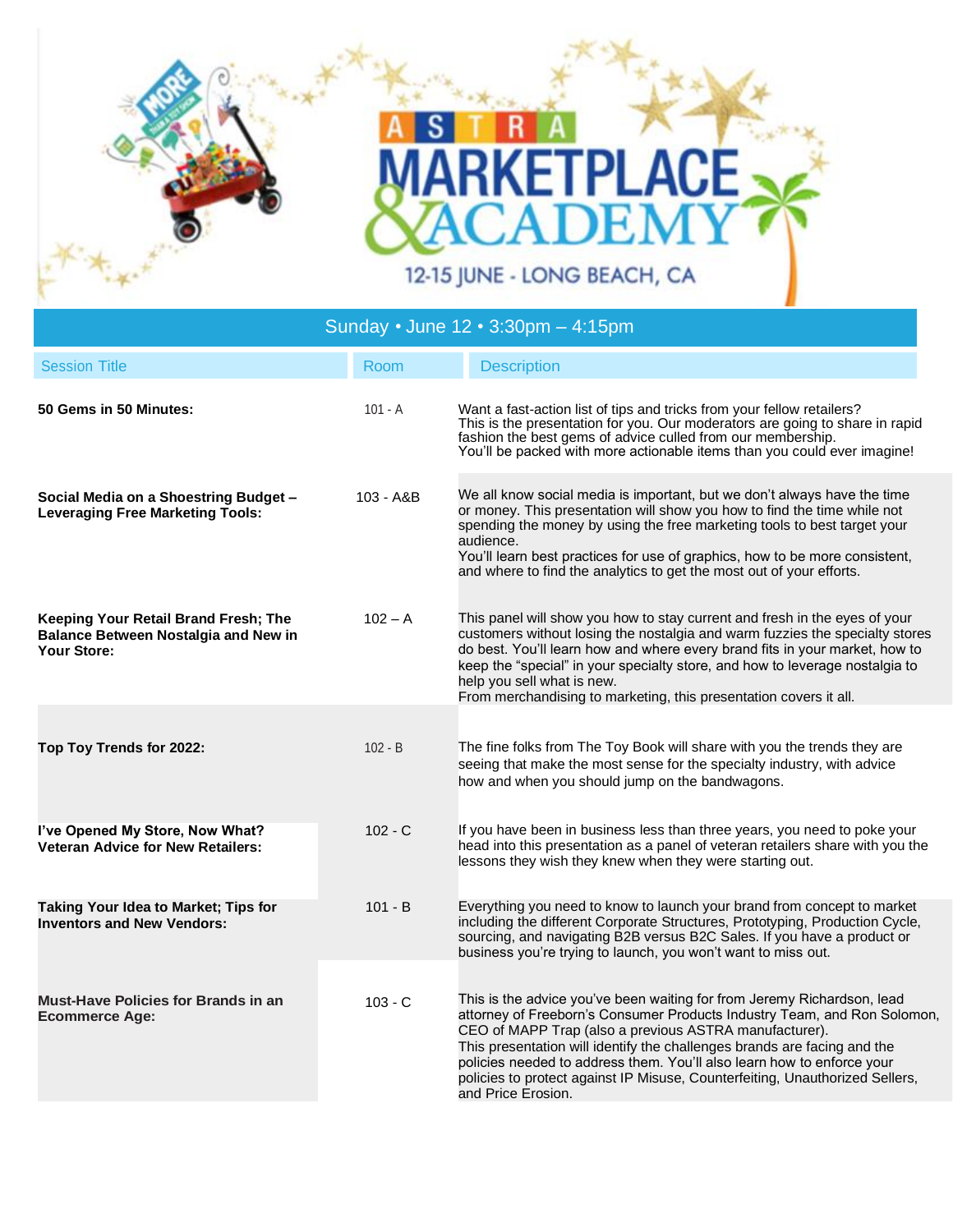ASTRA MARKETPLACE & ACADEMY

12-15 JUNE - LONG BEACH, CA

## Sunday • June 12 • 3:30pm – 4:15pm

| Session Title | Room | Description |
| --- | --- | --- |
| **50 Gems in 50 Minutes:** | 101 - A | Want a fast-action list of tips and tricks from your fellow retailers? This is the presentation for you. Our moderators are going to share in rapid fashion the best gems of advice culled from our membership. You'll be packed with more actionable items than you could ever imagine! |
| **Social Media on a Shoestring Budget – Leveraging Free Marketing Tools:** | 103 - A&B | We all know social media is important, but we don't always have the time or money. This presentation will show you how to find the time while not spending the money by using the free marketing tools to best target your audience. You'll learn best practices for use of graphics, how to be more consistent, and where to find the analytics to get the most out of your efforts. |
| **Keeping Your Retail Brand Fresh; The Balance Between Nostalgia and New in Your Store:** | 102 – A | This panel will show you how to stay current and fresh in the eyes of your customers without losing the nostalgia and warm fuzzies the specialty stores do best. You'll learn how and where every brand fits in your market, how to keep the "special" in your specialty store, and how to leverage nostalgia to help you sell what is new. From merchandising to marketing, this presentation covers it all. |
| **Top Toy Trends for 2022:** | 102 - B | The fine folks from The Toy Book will share with you the trends they are seeing that make the most sense for the specialty industry, with advice how and when you should jump on the bandwagons. |
| **I've Opened My Store, Now What? Veteran Advice for New Retailers:** | 102 - C | If you have been in business less than three years, you need to poke your head into this presentation as a panel of veteran retailers share with you the lessons they wish they knew when they were starting out. |
| **Taking Your Idea to Market; Tips for Inventors and New Vendors:** | 101 - B | Everything you need to know to launch your brand from concept to market including the different Corporate Structures, Prototyping, Production Cycle, sourcing, and navigating B2B versus B2C Sales. If you have a product or business you're trying to launch, you won't want to miss out. |
| **Must-Have Policies for Brands in an Ecommerce Age:** | 103 - C | This is the advice you've been waiting for from Jeremy Richardson, lead attorney of Freeborn's Consumer Products Industry Team, and Ron Solomon, CEO of MAPP Trap (also a previous ASTRA manufacturer). This presentation will identify the challenges brands are facing and the policies needed to address them. You'll also learn how to enforce your policies to protect against IP Misuse, Counterfeiting, Unauthorized Sellers, and Price Erosion. |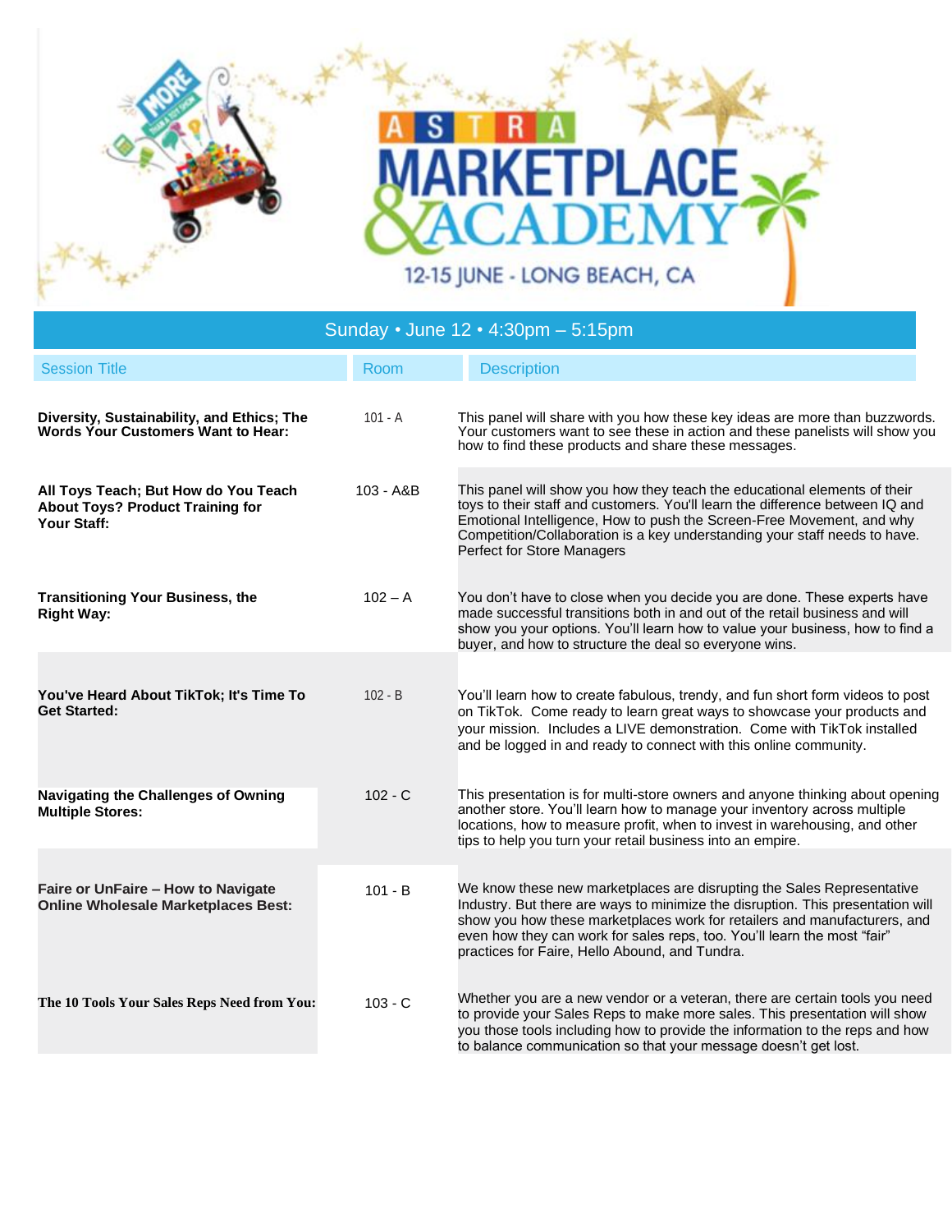ASTRA MARKETPLACE & ACADEMY

12-15 JUNE - LONG BEACH, CA

## Sunday • June 12 • 4:30pm – 5:15pm

| Session Title | Room | Description |
|---|---|---|
| **Diversity, Sustainability, and Ethics; The Words Your Customers Want to Hear:** | 101 - A | This panel will share with you how these key ideas are more than buzzwords. Your customers want to see these in action and these panelists will show you how to find these products and share these messages. |
| **All Toys Teach; But How do You Teach About Toys? Product Training for Your Staff:** | 103 - A&B | This panel will show you how they teach the educational elements of their toys to their staff and customers. You'll learn the difference between IQ and Emotional Intelligence, How to push the Screen-Free Movement, and why Competition/Collaboration is a key understanding your staff needs to have. Perfect for Store Managers |
| **Transitioning Your Business, the Right Way:** | 102 – A | You don't have to close when you decide you are done. These experts have made successful transitions both in and out of the retail business and will show you your options. You'll learn how to value your business, how to find a buyer, and how to structure the deal so everyone wins. |
| **You've Heard About TikTok; It's Time To Get Started:** | 102 - B | You'll learn how to create fabulous, trendy, and fun short form videos to post on TikTok. Come ready to learn great ways to showcase your products and your mission. Includes a LIVE demonstration. Come with TikTok installed and be logged in and ready to connect with this online community. |
| **Navigating the Challenges of Owning Multiple Stores:** | 102 - C | This presentation is for multi-store owners and anyone thinking about opening another store. You'll learn how to manage your inventory across multiple locations, how to measure profit, when to invest in warehousing, and other tips to help you turn your retail business into an empire. |
| **Faire or UnFaire – How to Navigate Online Wholesale Marketplaces Best:** | 101 - B | We know these new marketplaces are disrupting the Sales Representative Industry. But there are ways to minimize the disruption. This presentation will show you how these marketplaces work for retailers and manufacturers, and even how they can work for sales reps, too. You'll learn the most "fair" practices for Faire, Hello Abound, and Tundra. |
| **The 10 Tools Your Sales Reps Need from You:** | 103 - C | Whether you are a new vendor or a veteran, there are certain tools you need to provide your Sales Reps to make more sales. This presentation will show you those tools including how to provide the information to the reps and how to balance communication so that your message doesn't get lost. |